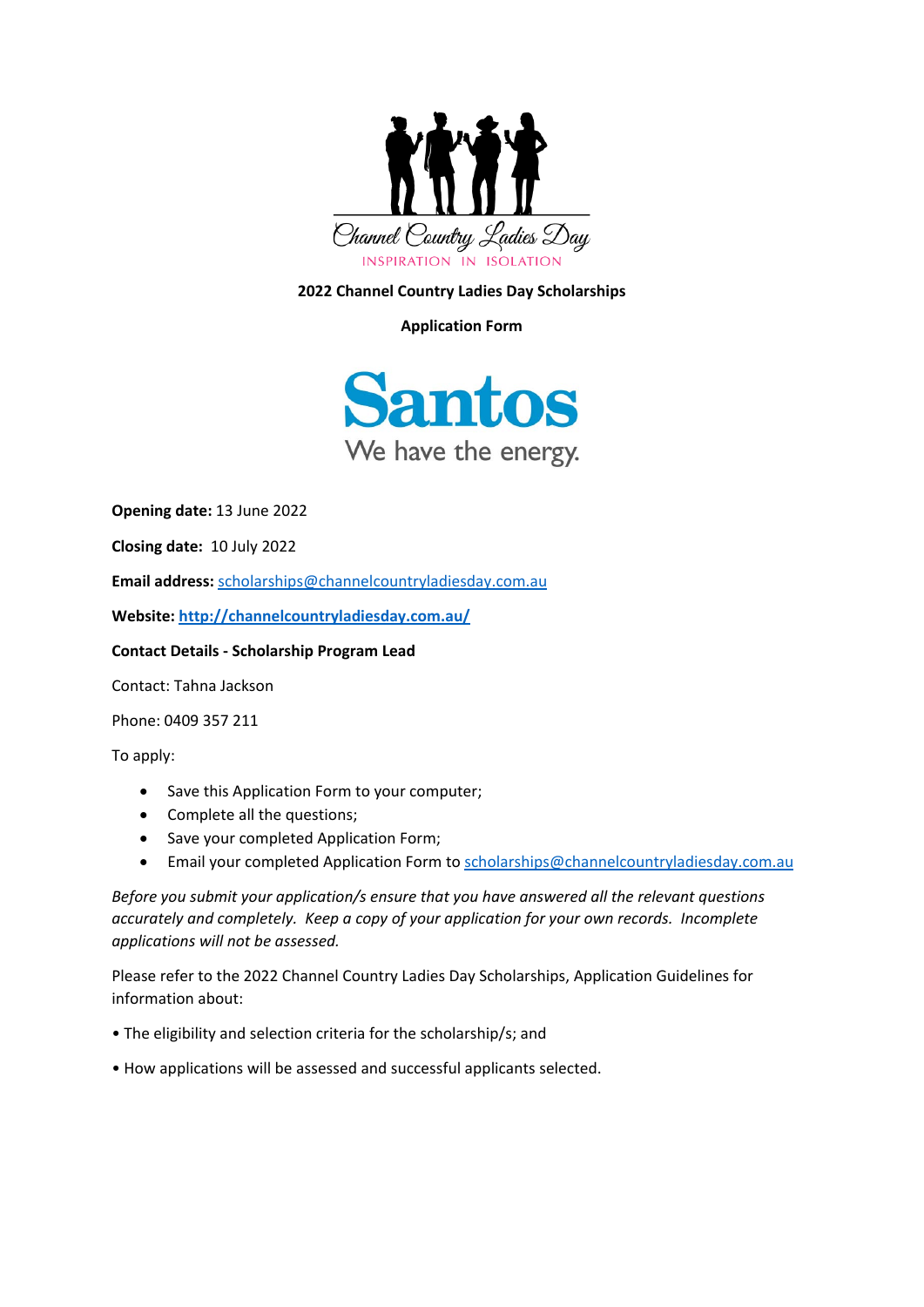Channel Country Ladies Day

INSPIRATION IN ISOLATION

**2022 Channel Country Ladies Day Scholarships**

**Application Form**

Santos

We have the energy.

**Opening date:** 13 June 2022

**Closing date:** 10 July 2022

**Email address:** scholarships@channelcountryladiesday.com.au

**Website:** **http://channelcountryladiesday.com.au/**

**Contact Details - Scholarship Program Lead**

Contact: Tahna Jackson

Phone: 0409 357 211

To apply:

- Save this Application Form to your computer;
- Complete all the questions;
- Save your completed Application Form;
- Email your completed Application Form to scholarships@channelcountryladiesday.com.au

*Before you submit your application/s ensure that you have answered all the relevant questions accurately and completely. Keep a copy of your application for your own records. Incomplete applications will not be assessed.*

Please refer to the 2022 Channel Country Ladies Day Scholarships, Application Guidelines for information about:

- The eligibility and selection criteria for the scholarship/s; and
- How applications will be assessed and successful applicants selected.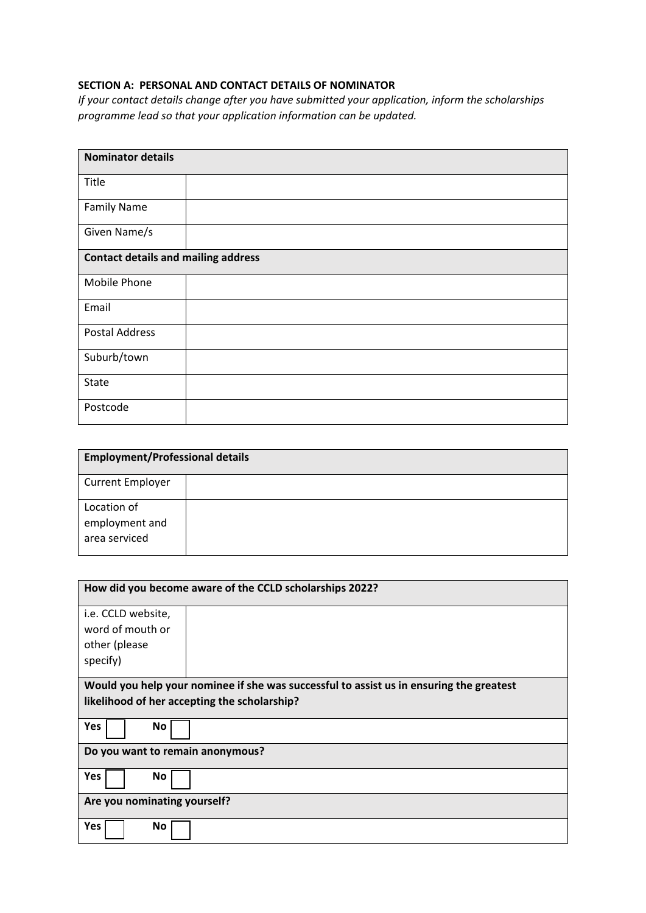### SECTION A: PERSONAL AND CONTACT DETAILS OF NOMINATOR

*If your contact details change after you have submitted your application, inform the scholarships programme lead so that your application information can be updated.*

| **Nominator details** | |
|---|---|
| Title | |
| Family Name | |
| Given Name/s | |
| **Contact details and mailing address** | |
| Mobile Phone | |
| Email | |
| Postal Address | |
| Suburb/town | |
| State | |
| Postcode | |

| **Employment/Professional details** | |
|---|---|
| Current Employer | |
| Location of employment and area serviced | |

| **How did you become aware of the CCLD scholarships 2022?** | |
|---|---|
| i.e. CCLD website, word of mouth or other (please specify) | |
| **Would you help your nominee if she was successful to assist us in ensuring the greatest likelihood of her accepting the scholarship?** | |
| **Yes** ☐ **No** ☐ | |
| **Do you want to remain anonymous?** | |
| **Yes** ☐ **No** ☐ | |
| **Are you nominating yourself?** | |
| **Yes** ☐ **No** ☐ | |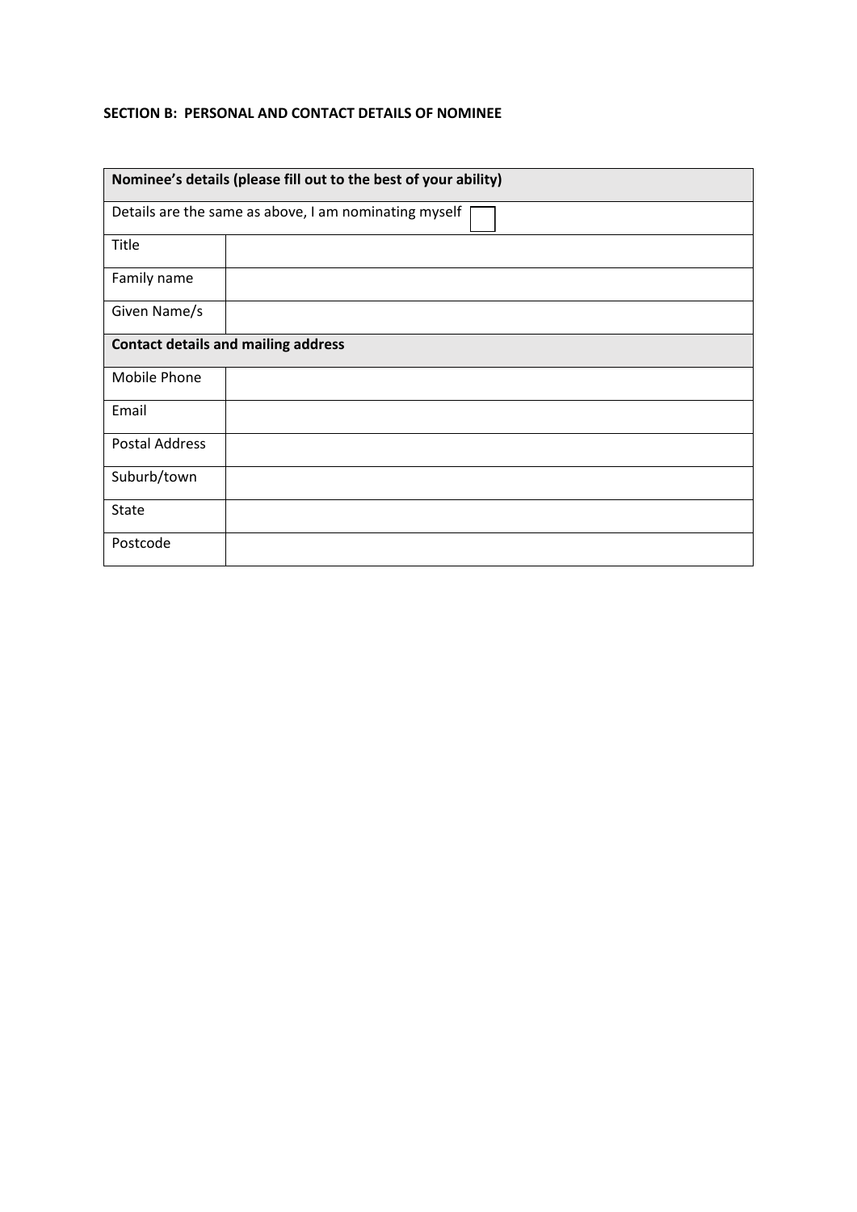**SECTION B: PERSONAL AND CONTACT DETAILS OF NOMINEE**

| **Nominee's details (please fill out to the best of your ability)** | |
|---|---|
| Details are the same as above, I am nominating myself ☐ | |
| Title | |
| Family name | |
| Given Name/s | |
| **Contact details and mailing address** | |
| Mobile Phone | |
| Email | |
| Postal Address | |
| Suburb/town | |
| State | |
| Postcode | |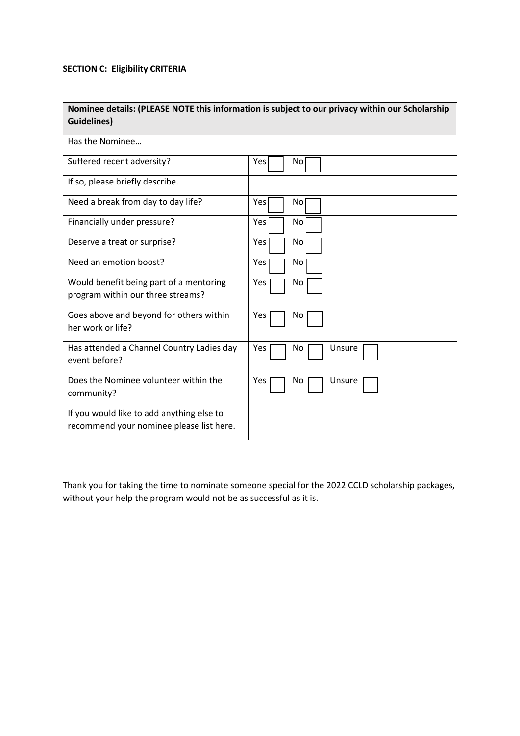**SECTION C: Eligibility CRITERIA**

| **Nominee details: (PLEASE NOTE this information is subject to our privacy within our Scholarship Guidelines)** | |
|---|---|
| Has the Nominee… | |
| Suffered recent adversity? | Yes ☐ No ☐ |
| If so, please briefly describe. | |
| Need a break from day to day life? | Yes ☐ No ☐ |
| Financially under pressure? | Yes ☐ No ☐ |
| Deserve a treat or surprise? | Yes ☐ No ☐ |
| Need an emotion boost? | Yes ☐ No ☐ |
| Would benefit being part of a mentoring program within our three streams? | Yes ☐ No ☐ |
| Goes above and beyond for others within her work or life? | Yes ☐ No ☐ |
| Has attended a Channel Country Ladies day event before? | Yes ☐ No ☐ Unsure ☐ |
| Does the Nominee volunteer within the community? | Yes ☐ No ☐ Unsure ☐ |
| If you would like to add anything else to recommend your nominee please list here. | |

Thank you for taking the time to nominate someone special for the 2022 CCLD scholarship packages, without your help the program would not be as successful as it is.